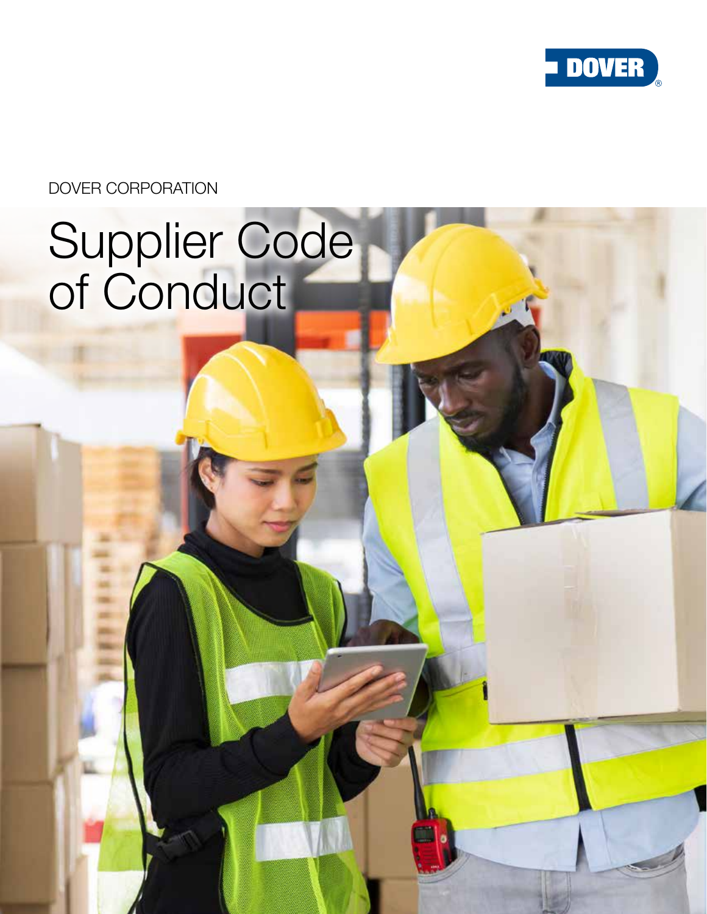DOVER

DOVER CORPORATION

# Supplier Code of Conduct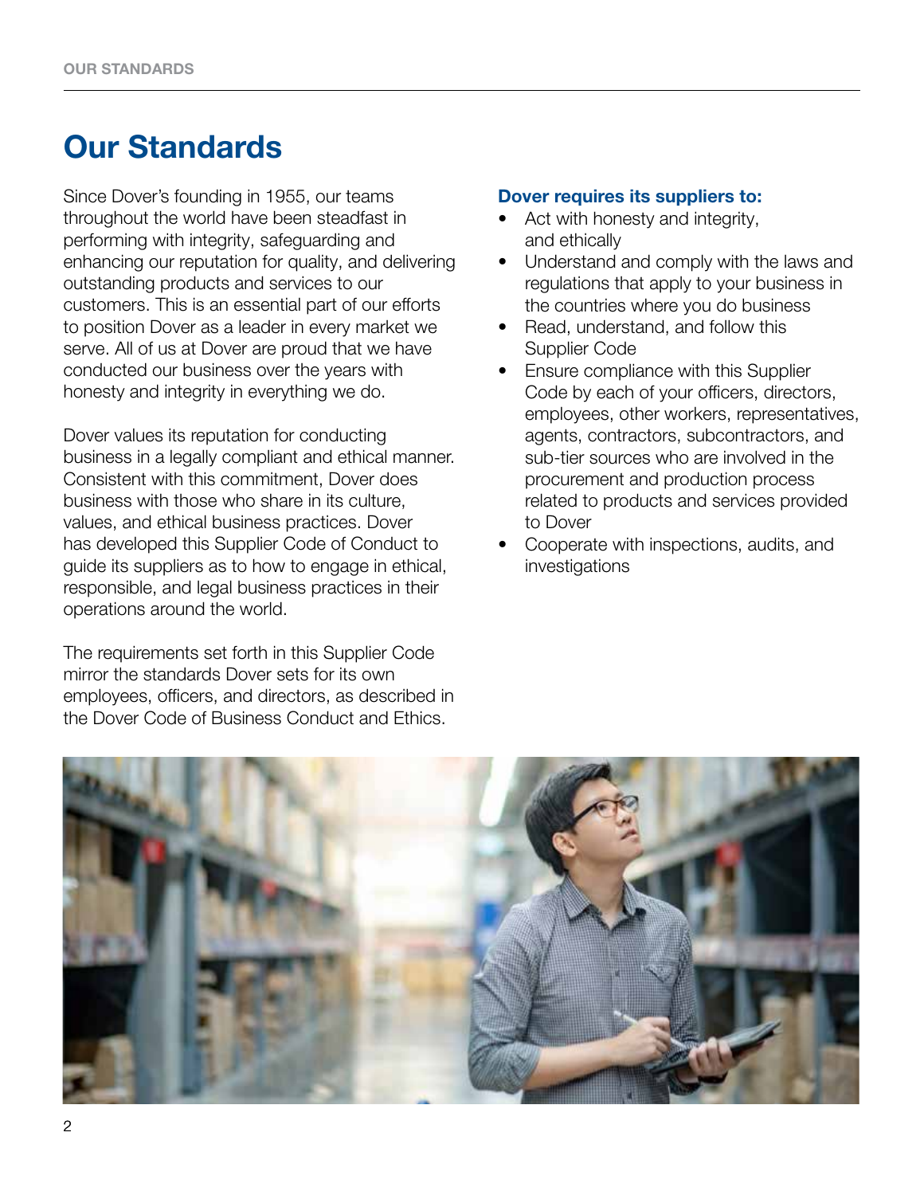# Our Standards

Since Dover's founding in 1955, our teams throughout the world have been steadfast in performing with integrity, safeguarding and enhancing our reputation for quality, and delivering outstanding products and services to our customers. This is an essential part of our efforts to position Dover as a leader in every market we serve. All of us at Dover are proud that we have conducted our business over the years with honesty and integrity in everything we do.

Dover values its reputation for conducting business in a legally compliant and ethical manner. Consistent with this commitment, Dover does business with those who share in its culture, values, and ethical business practices. Dover has developed this Supplier Code of Conduct to guide its suppliers as to how to engage in ethical, responsible, and legal business practices in their operations around the world.

The requirements set forth in this Supplier Code mirror the standards Dover sets for its own employees, officers, and directors, as described in the Dover Code of Business Conduct and Ethics.

**Dover requires its suppliers to:**

- Act with honesty and integrity, and ethically
- Understand and comply with the laws and regulations that apply to your business in the countries where you do business
- Read, understand, and follow this Supplier Code
- Ensure compliance with this Supplier Code by each of your officers, directors, employees, other workers, representatives, agents, contractors, subcontractors, and sub-tier sources who are involved in the procurement and production process related to products and services provided to Dover
- Cooperate with inspections, audits, and investigations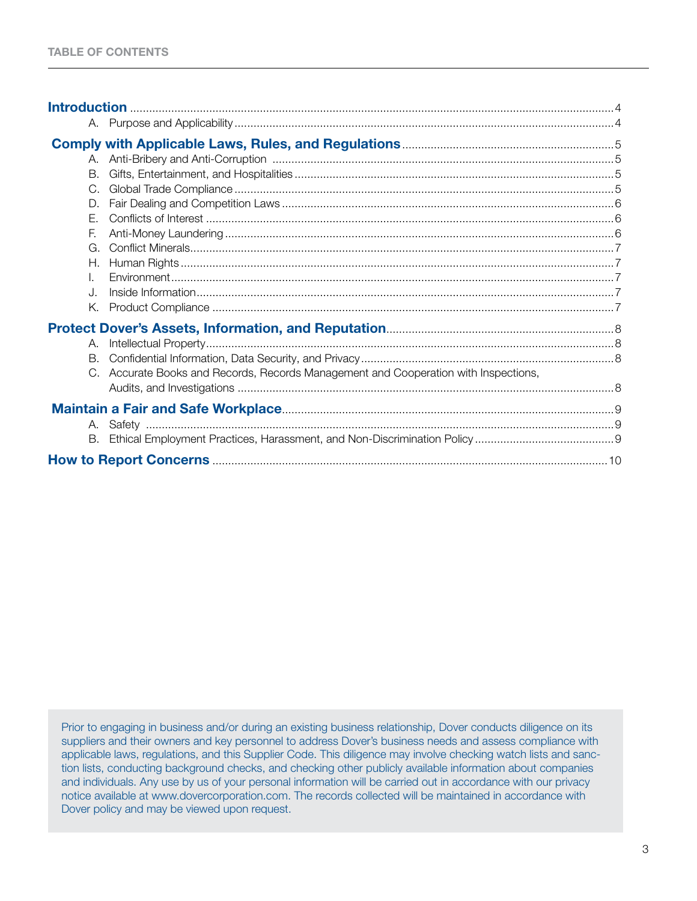## TABLE OF CONTENTS

**Introduction** ....... 4
- A. Purpose and Applicability ....... 4

**Comply with Applicable Laws, Rules, and Regulations** ....... 5
- A. Anti-Bribery and Anti-Corruption ....... 5
- B. Gifts, Entertainment, and Hospitalities ....... 5
- C. Global Trade Compliance ....... 5
- D. Fair Dealing and Competition Laws ....... 6
- E. Conflicts of Interest ....... 6
- F. Anti-Money Laundering ....... 6
- G. Conflict Minerals ....... 7
- H. Human Rights ....... 7
- I. Environment ....... 7
- J. Inside Information ....... 7
- K. Product Compliance ....... 7

**Protect Dover's Assets, Information, and Reputation** ....... 8
- A. Intellectual Property ....... 8
- B. Confidential Information, Data Security, and Privacy ....... 8
- C. Accurate Books and Records, Records Management and Cooperation with Inspections, Audits, and Investigations ....... 8

**Maintain a Fair and Safe Workplace** ....... 9
- A. Safety ....... 9
- B. Ethical Employment Practices, Harassment, and Non-Discrimination Policy ....... 9

**How to Report Concerns** ....... 10

Prior to engaging in business and/or during an existing business relationship, Dover conducts diligence on its suppliers and their owners and key personnel to address Dover's business needs and assess compliance with applicable laws, regulations, and this Supplier Code. This diligence may involve checking watch lists and sanction lists, conducting background checks, and checking other publicly available information about companies and individuals. Any use by us of your personal information will be carried out in accordance with our privacy notice available at www.dovercorporation.com. The records collected will be maintained in accordance with Dover policy and may be viewed upon request.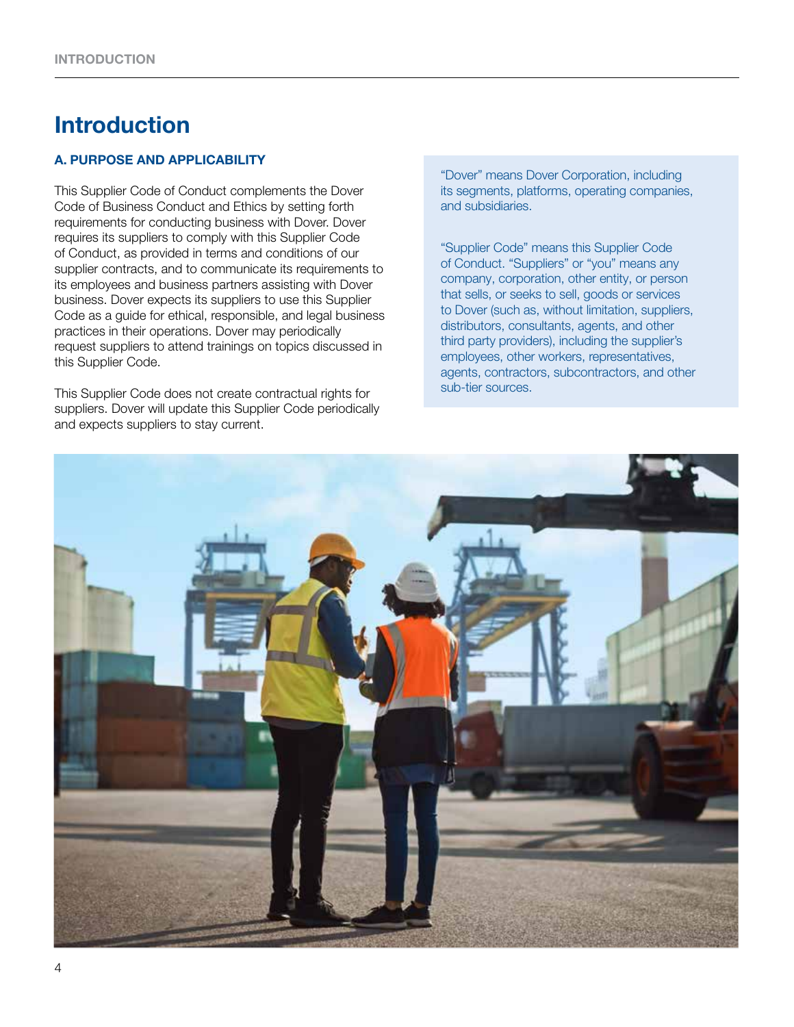# Introduction

### A. PURPOSE AND APPLICABILITY

This Supplier Code of Conduct complements the Dover Code of Business Conduct and Ethics by setting forth requirements for conducting business with Dover. Dover requires its suppliers to comply with this Supplier Code of Conduct, as provided in terms and conditions of our supplier contracts, and to communicate its requirements to its employees and business partners assisting with Dover business. Dover expects its suppliers to use this Supplier Code as a guide for ethical, responsible, and legal business practices in their operations. Dover may periodically request suppliers to attend trainings on topics discussed in this Supplier Code.

This Supplier Code does not create contractual rights for suppliers. Dover will update this Supplier Code periodically and expects suppliers to stay current.

"Dover" means Dover Corporation, including its segments, platforms, operating companies, and subsidiaries.

"Supplier Code" means this Supplier Code of Conduct. "Suppliers" or "you" means any company, corporation, other entity, or person that sells, or seeks to sell, goods or services to Dover (such as, without limitation, suppliers, distributors, consultants, agents, and other third party providers), including the supplier's employees, other workers, representatives, agents, contractors, subcontractors, and other sub-tier sources.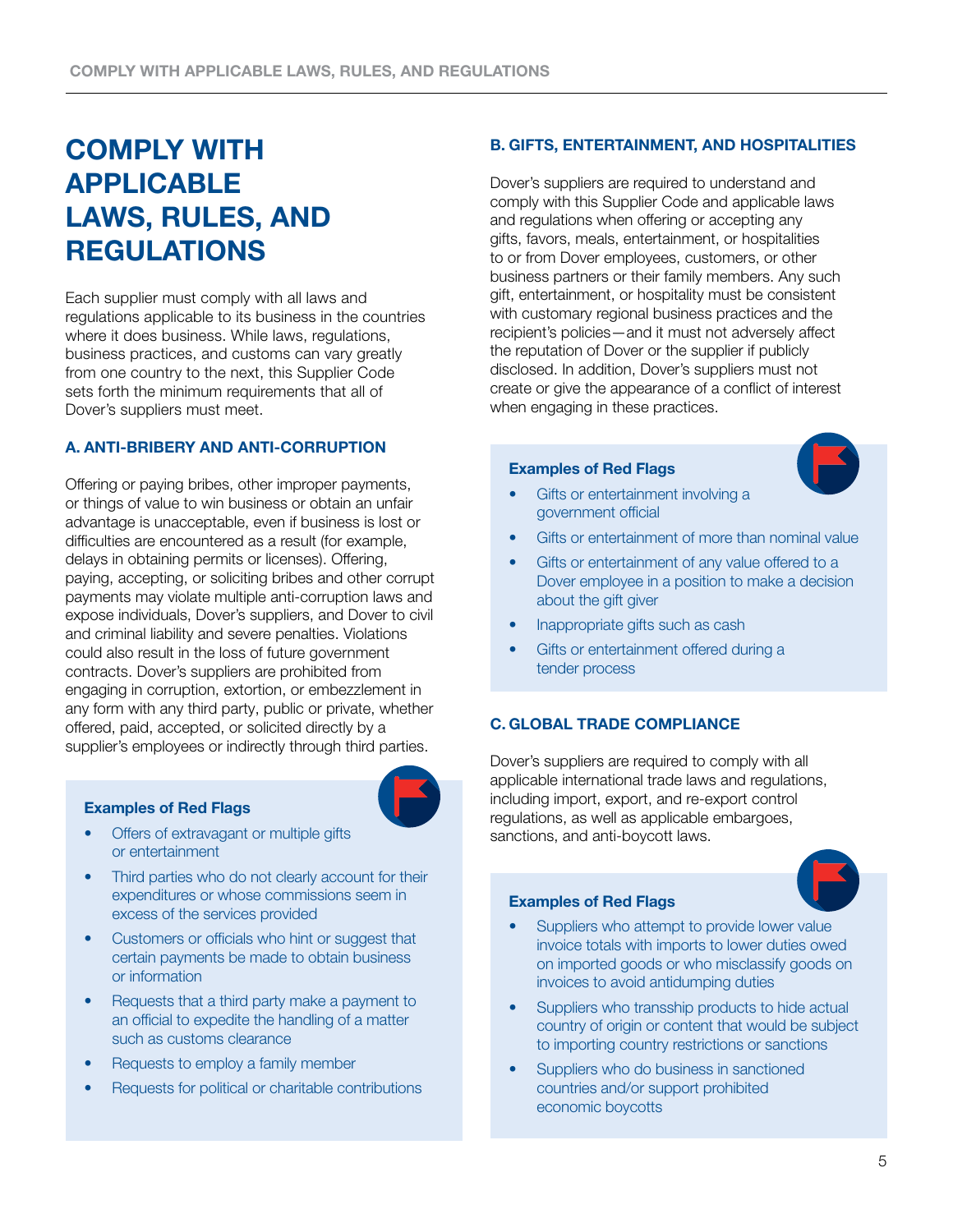# COMPLY WITH APPLICABLE LAWS, RULES, AND REGULATIONS

Each supplier must comply with all laws and regulations applicable to its business in the countries where it does business. While laws, regulations, business practices, and customs can vary greatly from one country to the next, this Supplier Code sets forth the minimum requirements that all of Dover's suppliers must meet.

### A. ANTI-BRIBERY AND ANTI-CORRUPTION

Offering or paying bribes, other improper payments, or things of value to win business or obtain an unfair advantage is unacceptable, even if business is lost or difficulties are encountered as a result (for example, delays in obtaining permits or licenses). Offering, paying, accepting, or soliciting bribes and other corrupt payments may violate multiple anti-corruption laws and expose individuals, Dover's suppliers, and Dover to civil and criminal liability and severe penalties. Violations could also result in the loss of future government contracts. Dover's suppliers are prohibited from engaging in corruption, extortion, or embezzlement in any form with any third party, public or private, whether offered, paid, accepted, or solicited directly by a supplier's employees or indirectly through third parties.

**Examples of Red Flags**

- Offers of extravagant or multiple gifts or entertainment
- Third parties who do not clearly account for their expenditures or whose commissions seem in excess of the services provided
- Customers or officials who hint or suggest that certain payments be made to obtain business or information
- Requests that a third party make a payment to an official to expedite the handling of a matter such as customs clearance
- Requests to employ a family member
- Requests for political or charitable contributions

### B. GIFTS, ENTERTAINMENT, AND HOSPITALITIES

Dover's suppliers are required to understand and comply with this Supplier Code and applicable laws and regulations when offering or accepting any gifts, favors, meals, entertainment, or hospitalities to or from Dover employees, customers, or other business partners or their family members. Any such gift, entertainment, or hospitality must be consistent with customary regional business practices and the recipient's policies—and it must not adversely affect the reputation of Dover or the supplier if publicly disclosed. In addition, Dover's suppliers must not create or give the appearance of a conflict of interest when engaging in these practices.

**Examples of Red Flags**

- Gifts or entertainment involving a government official
- Gifts or entertainment of more than nominal value
- Gifts or entertainment of any value offered to a Dover employee in a position to make a decision about the gift giver
- Inappropriate gifts such as cash
- Gifts or entertainment offered during a tender process

### C. GLOBAL TRADE COMPLIANCE

Dover's suppliers are required to comply with all applicable international trade laws and regulations, including import, export, and re-export control regulations, as well as applicable embargoes, sanctions, and anti-boycott laws.

**Examples of Red Flags**

- Suppliers who attempt to provide lower value invoice totals with imports to lower duties owed on imported goods or who misclassify goods on invoices to avoid antidumping duties
- Suppliers who tranship products to hide actual country of origin or content that would be subject to importing country restrictions or sanctions
- Suppliers who do business in sanctioned countries and/or support prohibited economic boycotts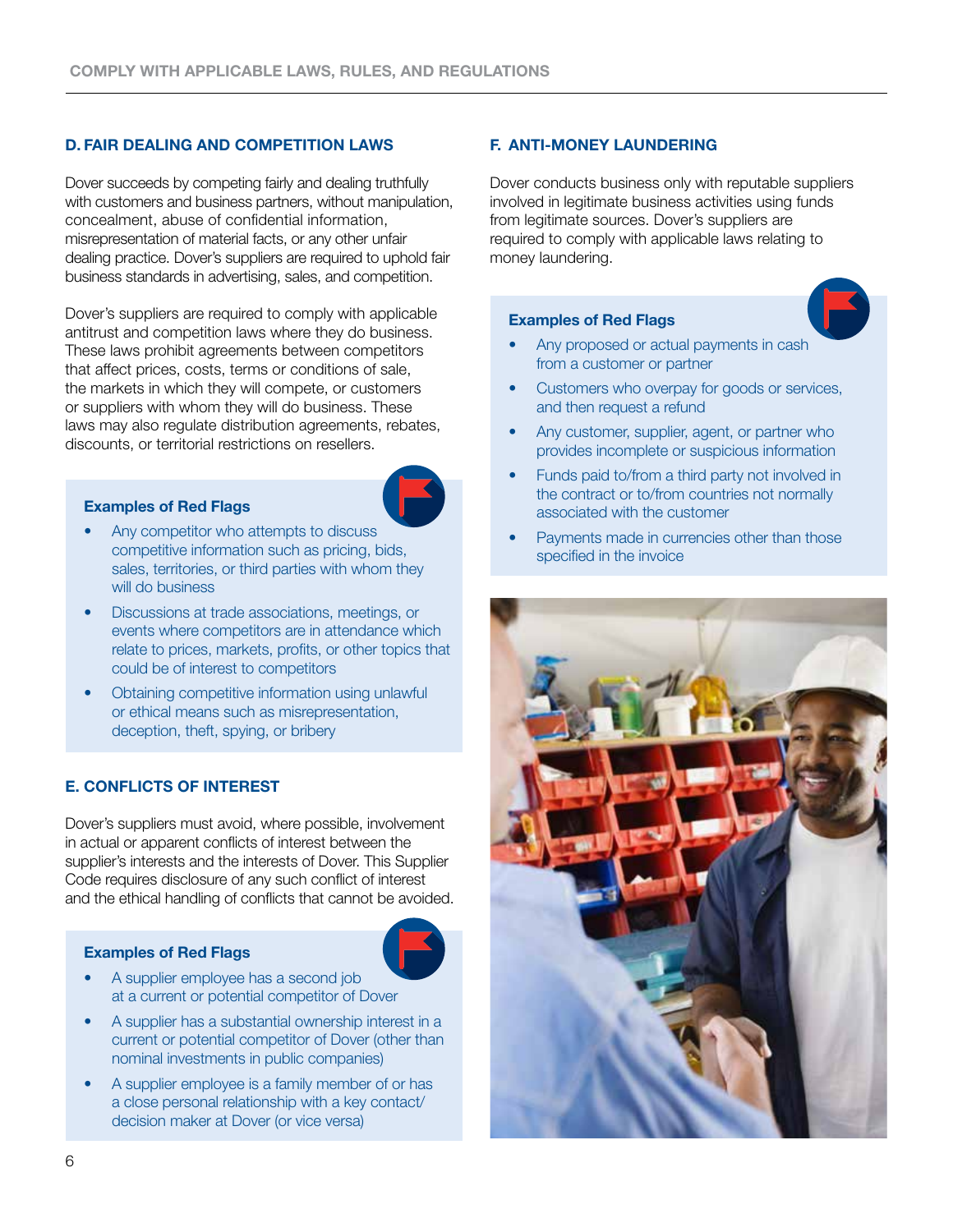### D. FAIR DEALING AND COMPETITION LAWS

Dover succeeds by competing fairly and dealing truthfully with customers and business partners, without manipulation, concealment, abuse of confidential information, misrepresentation of material facts, or any other unfair dealing practice. Dover's suppliers are required to uphold fair business standards in advertising, sales, and competition.

Dover's suppliers are required to comply with applicable antitrust and competition laws where they do business. These laws prohibit agreements between competitors that affect prices, costs, terms or conditions of sale, the markets in which they will compete, or customers or suppliers with whom they will do business. These laws may also regulate distribution agreements, rebates, discounts, or territorial restrictions on resellers.

**Examples of Red Flags**

- Any competitor who attempts to discuss competitive information such as pricing, bids, sales, territories, or third parties with whom they will do business
- Discussions at trade associations, meetings, or events where competitors are in attendance which relate to prices, markets, profits, or other topics that could be of interest to competitors
- Obtaining competitive information using unlawful or ethical means such as misrepresentation, deception, theft, spying, or bribery

### E. CONFLICTS OF INTEREST

Dover's suppliers must avoid, where possible, involvement in actual or apparent conflicts of interest between the supplier's interests and the interests of Dover. This Supplier Code requires disclosure of any such conflict of interest and the ethical handling of conflicts that cannot be avoided.

**Examples of Red Flags**

- A supplier employee has a second job at a current or potential competitor of Dover
- A supplier has a substantial ownership interest in a current or potential competitor of Dover (other than nominal investments in public companies)
- A supplier employee is a family member of or has a close personal relationship with a key contact/ decision maker at Dover (or vice versa)

### F. ANTI-MONEY LAUNDERING

Dover conducts business only with reputable suppliers involved in legitimate business activities using funds from legitimate sources. Dover's suppliers are required to comply with applicable laws relating to money laundering.

**Examples of Red Flags**

- Any proposed or actual payments in cash from a customer or partner
- Customers who overpay for goods or services, and then request a refund
- Any customer, supplier, agent, or partner who provides incomplete or suspicious information
- Funds paid to/from a third party not involved in the contract or to/from countries not normally associated with the customer
- Payments made in currencies other than those specified in the invoice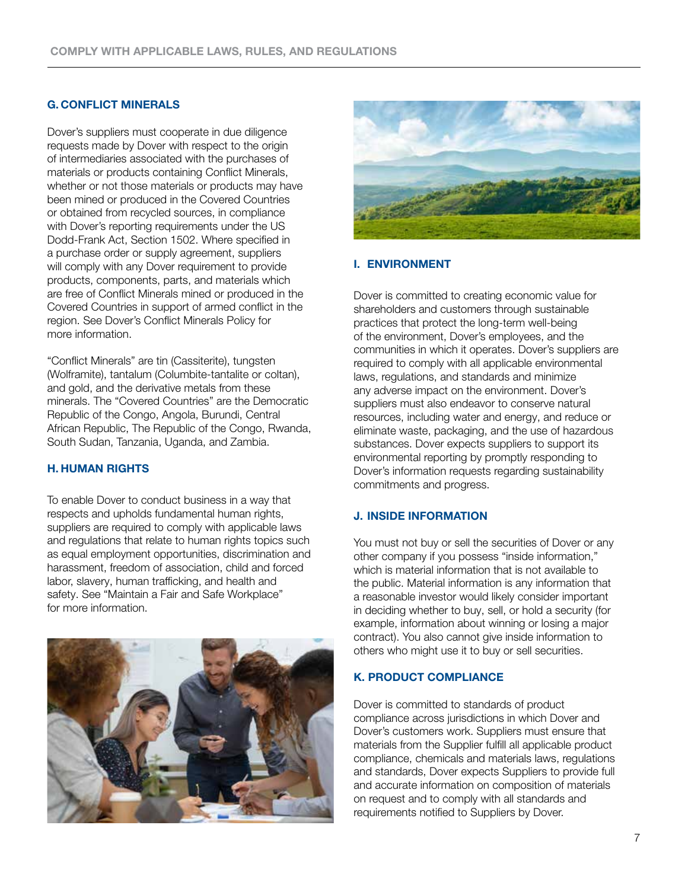### G. CONFLICT MINERALS

Dover's suppliers must cooperate in due diligence requests made by Dover with respect to the origin of intermediaries associated with the purchases of materials or products containing Conflict Minerals, whether or not those materials or products may have been mined or produced in the Covered Countries or obtained from recycled sources, in compliance with Dover's reporting requirements under the US Dodd-Frank Act, Section 1502. Where specified in a purchase order or supply agreement, suppliers will comply with any Dover requirement to provide products, components, parts, and materials which are free of Conflict Minerals mined or produced in the Covered Countries in support of armed conflict in the region. See Dover's Conflict Minerals Policy for more information.

"Conflict Minerals" are tin (Cassiterite), tungsten (Wolframite), tantalum (Columbite-tantalite or coltan), and gold, and the derivative metals from these minerals. The "Covered Countries" are the Democratic Republic of the Congo, Angola, Burundi, Central African Republic, The Republic of the Congo, Rwanda, South Sudan, Tanzania, Uganda, and Zambia.

### H. HUMAN RIGHTS

To enable Dover to conduct business in a way that respects and upholds fundamental human rights, suppliers are required to comply with applicable laws and regulations that relate to human rights topics such as equal employment opportunities, discrimination and harassment, freedom of association, child and forced labor, slavery, human trafficking, and health and safety. See "Maintain a Fair and Safe Workplace" for more information.

### I. ENVIRONMENT

Dover is committed to creating economic value for shareholders and customers through sustainable practices that protect the long-term well-being of the environment, Dover's employees, and the communities in which it operates. Dover's suppliers are required to comply with all applicable environmental laws, regulations, and standards and minimize any adverse impact on the environment. Dover's suppliers must also endeavor to conserve natural resources, including water and energy, and reduce or eliminate waste, packaging, and the use of hazardous substances. Dover expects suppliers to support its environmental reporting by promptly responding to Dover's information requests regarding sustainability commitments and progress.

### J. INSIDE INFORMATION

You must not buy or sell the securities of Dover or any other company if you possess "inside information," which is material information that is not available to the public. Material information is any information that a reasonable investor would likely consider important in deciding whether to buy, sell, or hold a security (for example, information about winning or losing a major contract). You also cannot give inside information to others who might use it to buy or sell securities.

### K. PRODUCT COMPLIANCE

Dover is committed to standards of product compliance across jurisdictions in which Dover and Dover's customers work. Suppliers must ensure that materials from the Supplier fulfill all applicable product compliance, chemicals and materials laws, regulations and standards, Dover expects Suppliers to provide full and accurate information on composition of materials on request and to comply with all standards and requirements notified to Suppliers by Dover.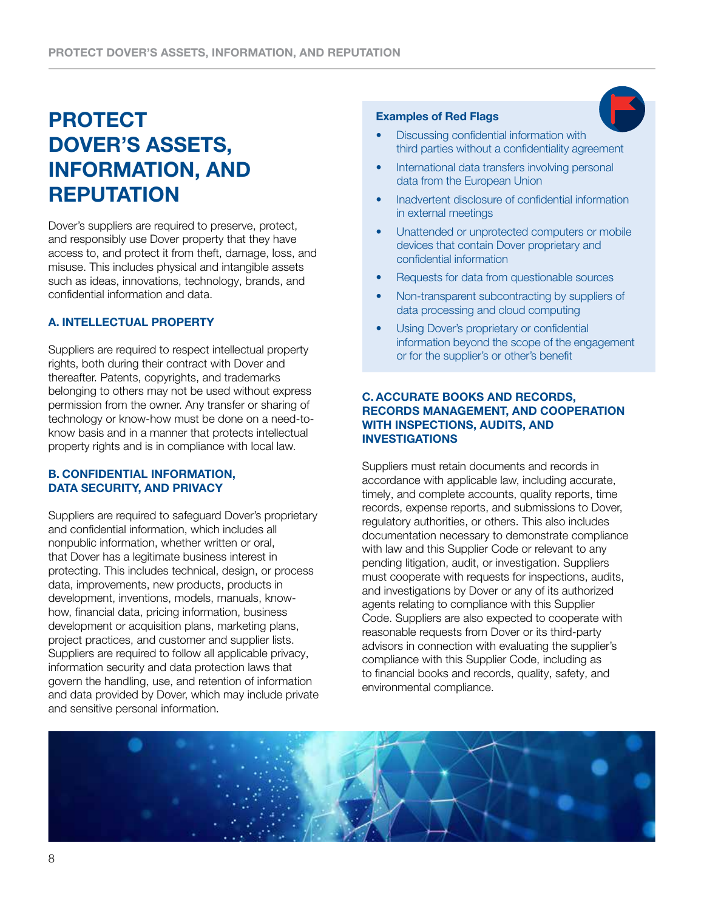# PROTECT DOVER'S ASSETS, INFORMATION, AND REPUTATION

Dover's suppliers are required to preserve, protect, and responsibly use Dover property that they have access to, and protect it from theft, damage, loss, and misuse. This includes physical and intangible assets such as ideas, innovations, technology, brands, and confidential information and data.

### A. INTELLECTUAL PROPERTY

Suppliers are required to respect intellectual property rights, both during their contract with Dover and thereafter. Patents, copyrights, and trademarks belonging to others may not be used without express permission from the owner. Any transfer or sharing of technology or know-how must be done on a need-to-know basis and in a manner that protects intellectual property rights and is in compliance with local law.

### B. CONFIDENTIAL INFORMATION, DATA SECURITY, AND PRIVACY

Suppliers are required to safeguard Dover's proprietary and confidential information, which includes all nonpublic information, whether written or oral, that Dover has a legitimate business interest in protecting. This includes technical, design, or process data, improvements, new products, products in development, inventions, models, manuals, know-how, financial data, pricing information, business development or acquisition plans, marketing plans, project practices, and customer and supplier lists. Suppliers are required to follow all applicable privacy, information security and data protection laws that govern the handling, use, and retention of information and data provided by Dover, which may include private and sensitive personal information.

**Examples of Red Flags**

- Discussing confidential information with third parties without a confidentiality agreement
- International data transfers involving personal data from the European Union
- Inadvertent disclosure of confidential information in external meetings
- Unattended or unprotected computers or mobile devices that contain Dover proprietary and confidential information
- Requests for data from questionable sources
- Non-transparent subcontracting by suppliers of data processing and cloud computing
- Using Dover's proprietary or confidential information beyond the scope of the engagement or for the supplier's or other's benefit

### C. ACCURATE BOOKS AND RECORDS, RECORDS MANAGEMENT, AND COOPERATION WITH INSPECTIONS, AUDITS, AND INVESTIGATIONS

Suppliers must retain documents and records in accordance with applicable law, including accurate, timely, and complete accounts, quality reports, time records, expense reports, and submissions to Dover, regulatory authorities, or others. This also includes documentation necessary to demonstrate compliance with law and this Supplier Code or relevant to any pending litigation, audit, or investigation. Suppliers must cooperate with requests for inspections, audits, and investigations by Dover or any of its authorized agents relating to compliance with this Supplier Code. Suppliers are also expected to cooperate with reasonable requests from Dover or its third-party advisors in connection with evaluating the supplier's compliance with this Supplier Code, including as to financial books and records, quality, safety, and environmental compliance.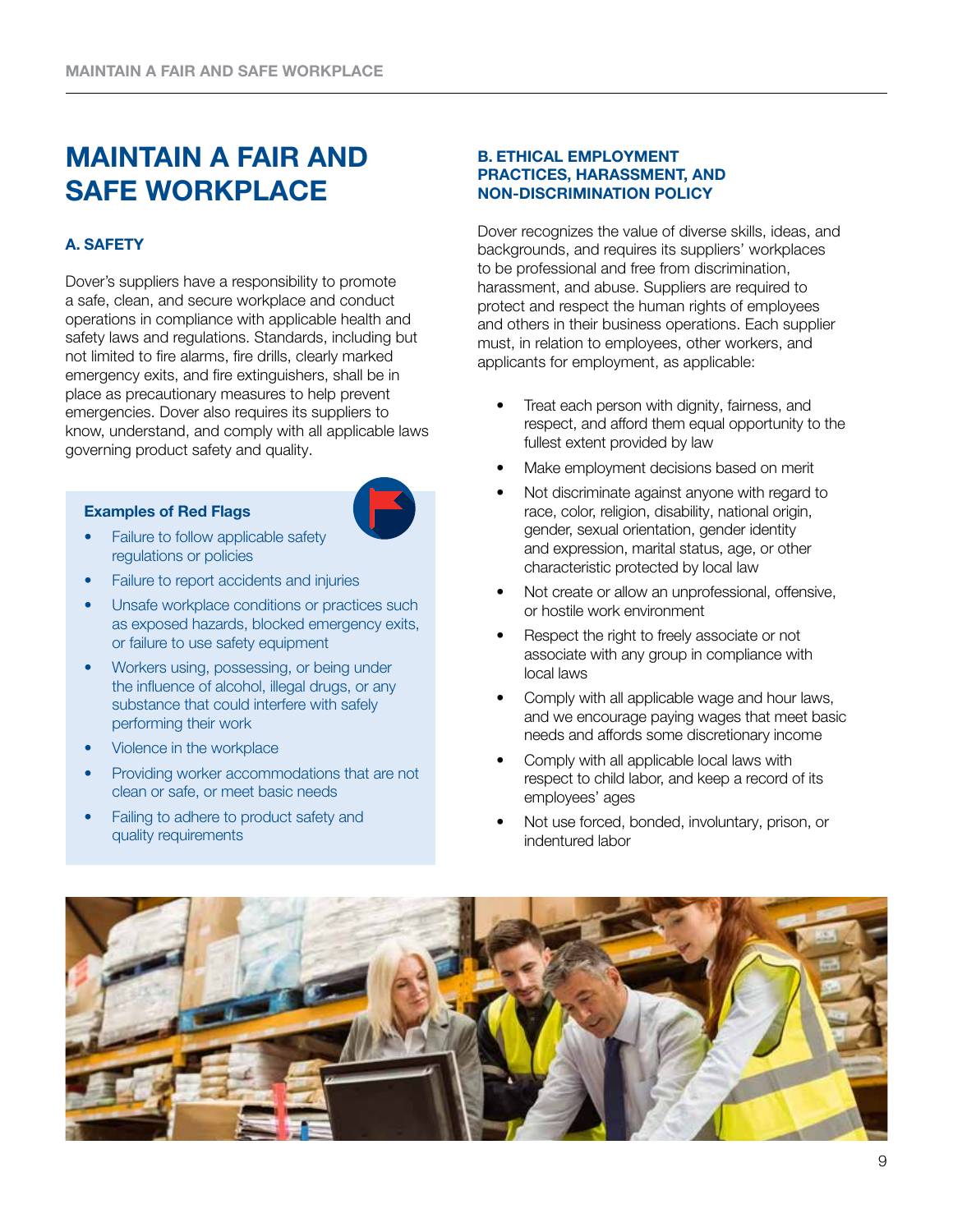# MAINTAIN A FAIR AND SAFE WORKPLACE

## A. SAFETY

Dover's suppliers have a responsibility to promote a safe, clean, and secure workplace and conduct operations in compliance with applicable health and safety laws and regulations. Standards, including but not limited to fire alarms, fire drills, clearly marked emergency exits, and fire extinguishers, shall be in place as precautionary measures to help prevent emergencies. Dover also requires its suppliers to know, understand, and comply with all applicable laws governing product safety and quality.

**Examples of Red Flags**

- Failure to follow applicable safety regulations or policies
- Failure to report accidents and injuries
- Unsafe workplace conditions or practices such as exposed hazards, blocked emergency exits, or failure to use safety equipment
- Workers using, possessing, or being under the influence of alcohol, illegal drugs, or any substance that could interfere with safely performing their work
- Violence in the workplace
- Providing worker accommodations that are not clean or safe, or meet basic needs
- Failing to adhere to product safety and quality requirements

## B. ETHICAL EMPLOYMENT PRACTICES, HARASSMENT, AND NON-DISCRIMINATION POLICY

Dover recognizes the value of diverse skills, ideas, and backgrounds, and requires its suppliers' workplaces to be professional and free from discrimination, harassment, and abuse. Suppliers are required to protect and respect the human rights of employees and others in their business operations. Each supplier must, in relation to employees, other workers, and applicants for employment, as applicable:

- Treat each person with dignity, fairness, and respect, and afford them equal opportunity to the fullest extent provided by law
- Make employment decisions based on merit
- Not discriminate against anyone with regard to race, color, religion, disability, national origin, gender, sexual orientation, gender identity and expression, marital status, age, or other characteristic protected by local law
- Not create or allow an unprofessional, offensive, or hostile work environment
- Respect the right to freely associate or not associate with any group in compliance with local laws
- Comply with all applicable wage and hour laws, and we encourage paying wages that meet basic needs and affords some discretionary income
- Comply with all applicable local laws with respect to child labor, and keep a record of its employees' ages
- Not use forced, bonded, involuntary, prison, or indentured labor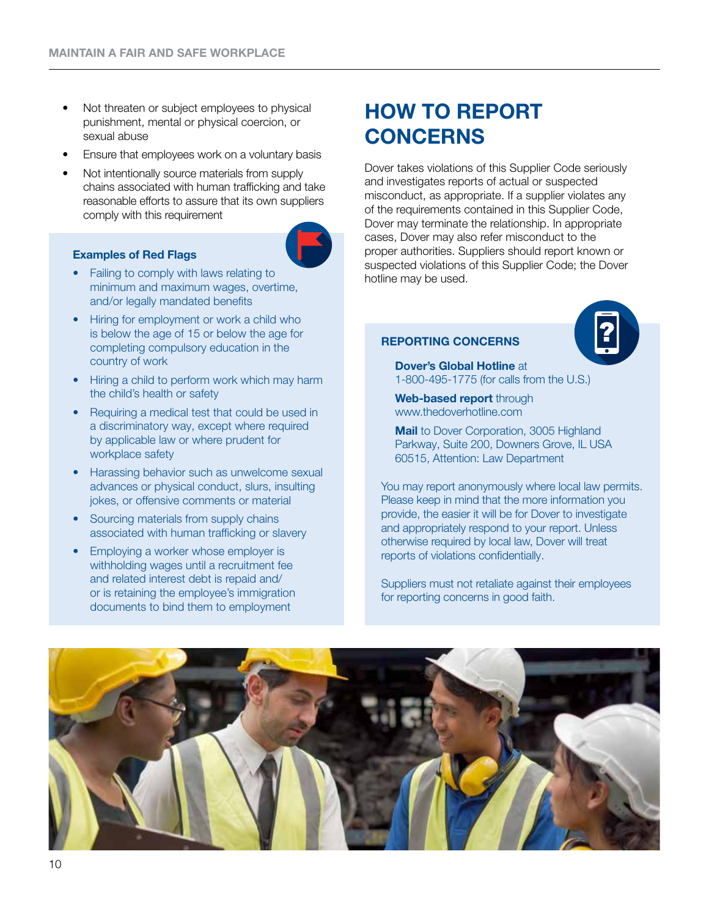- Not threaten or subject employees to physical punishment, mental or physical coercion, or sexual abuse
- Ensure that employees work on a voluntary basis
- Not intentionally source materials from supply chains associated with human trafficking and take reasonable efforts to assure that its own suppliers comply with this requirement

**Examples of Red Flags**

- Failing to comply with laws relating to minimum and maximum wages, overtime, and/or legally mandated benefits
- Hiring for employment or work a child who is below the age of 15 or below the age for completing compulsory education in the country of work
- Hiring a child to perform work which may harm the child's health or safety
- Requiring a medical test that could be used in a discriminatory way, except where required by applicable law or where prudent for workplace safety
- Harassing behavior such as unwelcome sexual advances or physical conduct, slurs, insulting jokes, or offensive comments or material
- Sourcing materials from supply chains associated with human trafficking or slavery
- Employing a worker whose employer is withholding wages until a recruitment fee and related interest debt is repaid and/or is retaining the employee's immigration documents to bind them to employment

# HOW TO REPORT CONCERNS

Dover takes violations of this Supplier Code seriously and investigates reports of actual or suspected misconduct, as appropriate. If a supplier violates any of the requirements contained in this Supplier Code, Dover may terminate the relationship. In appropriate cases, Dover may also refer misconduct to the proper authorities. Suppliers should report known or suspected violations of this Supplier Code; the Dover hotline may be used.

**REPORTING CONCERNS**

**Dover's Global Hotline** at 1-800-495-1775 (for calls from the U.S.)

**Web-based report** through www.thedoverhotline.com

**Mail** to Dover Corporation, 3005 Highland Parkway, Suite 200, Downers Grove, IL USA 60515, Attention: Law Department

You may report anonymously where local law permits. Please keep in mind that the more information you provide, the easier it will be for Dover to investigate and appropriately respond to your report. Unless otherwise required by local law, Dover will treat reports of violations confidentially.

Suppliers must not retaliate against their employees for reporting concerns in good faith.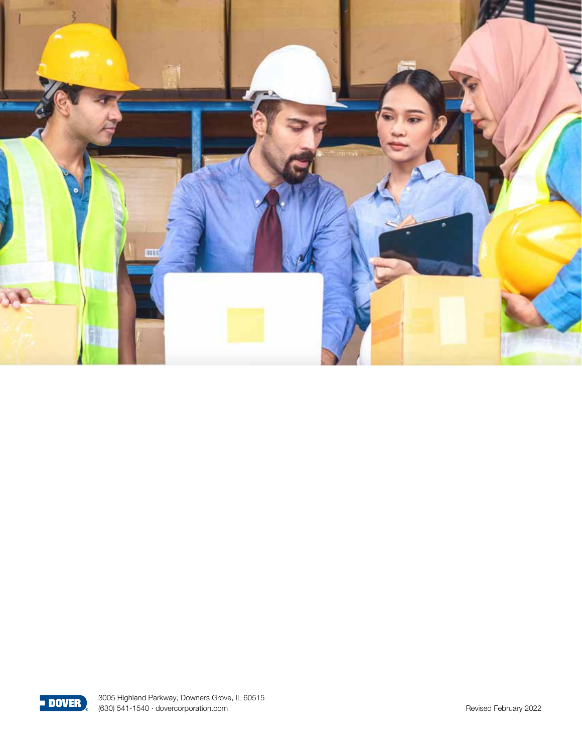DOVER

3005 Highland Parkway, Downers Grove, IL 60515
(630) 541-1540 · dovercorporation.com

Revised February 2022